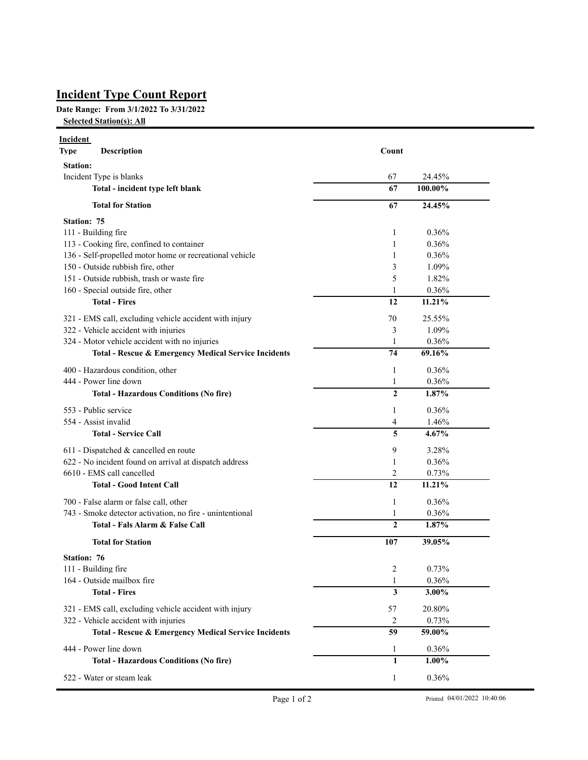# Incident Type Count Report

**Date Range: From 3/1/2022 To 3/31/2022**

**Selected Station(s): All**

| Incident Type Description | Count | |
|---|---|---|
| **Station:** | | |
| Incident Type is blanks | 67 | 24.45% |
| **Total - incident type left blank** | **67** | **100.00%** |
| **Total for Station** | **67** | **24.45%** |
| **Station: 75** | | |
| 111 - Building fire | 1 | 0.36% |
| 113 - Cooking fire, confined to container | 1 | 0.36% |
| 136 - Self-propelled motor home or recreational vehicle | 1 | 0.36% |
| 150 - Outside rubbish fire, other | 3 | 1.09% |
| 151 - Outside rubbish, trash or waste fire | 5 | 1.82% |
| 160 - Special outside fire, other | 1 | 0.36% |
| **Total - Fires** | **12** | **11.21%** |
| 321 - EMS call, excluding vehicle accident with injury | 70 | 25.55% |
| 322 - Vehicle accident with injuries | 3 | 1.09% |
| 324 - Motor vehicle accident with no injuries | 1 | 0.36% |
| **Total - Rescue & Emergency Medical Service Incidents** | **74** | **69.16%** |
| 400 - Hazardous condition, other | 1 | 0.36% |
| 444 - Power line down | 1 | 0.36% |
| **Total - Hazardous Conditions (No fire)** | **2** | **1.87%** |
| 553 - Public service | 1 | 0.36% |
| 554 - Assist invalid | 4 | 1.46% |
| **Total - Service Call** | **5** | **4.67%** |
| 611 - Dispatched & cancelled en route | 9 | 3.28% |
| 622 - No incident found on arrival at dispatch address | 1 | 0.36% |
| 6610 - EMS call cancelled | 2 | 0.73% |
| **Total - Good Intent Call** | **12** | **11.21%** |
| 700 - False alarm or false call, other | 1 | 0.36% |
| 743 - Smoke detector activation, no fire - unintentional | 1 | 0.36% |
| **Total - Fals Alarm & False Call** | **2** | **1.87%** |
| **Total for Station** | **107** | **39.05%** |
| **Station: 76** | | |
| 111 - Building fire | 2 | 0.73% |
| 164 - Outside mailbox fire | 1 | 0.36% |
| **Total - Fires** | **3** | **3.00%** |
| 321 - EMS call, excluding vehicle accident with injury | 57 | 20.80% |
| 322 - Vehicle accident with injuries | 2 | 0.73% |
| **Total - Rescue & Emergency Medical Service Incidents** | **59** | **59.00%** |
| 444 - Power line down | 1 | 0.36% |
| **Total - Hazardous Conditions (No fire)** | **1** | **1.00%** |
| 522 - Water or steam leak | 1 | 0.36% |

Printed 04/01/2022 10:40:06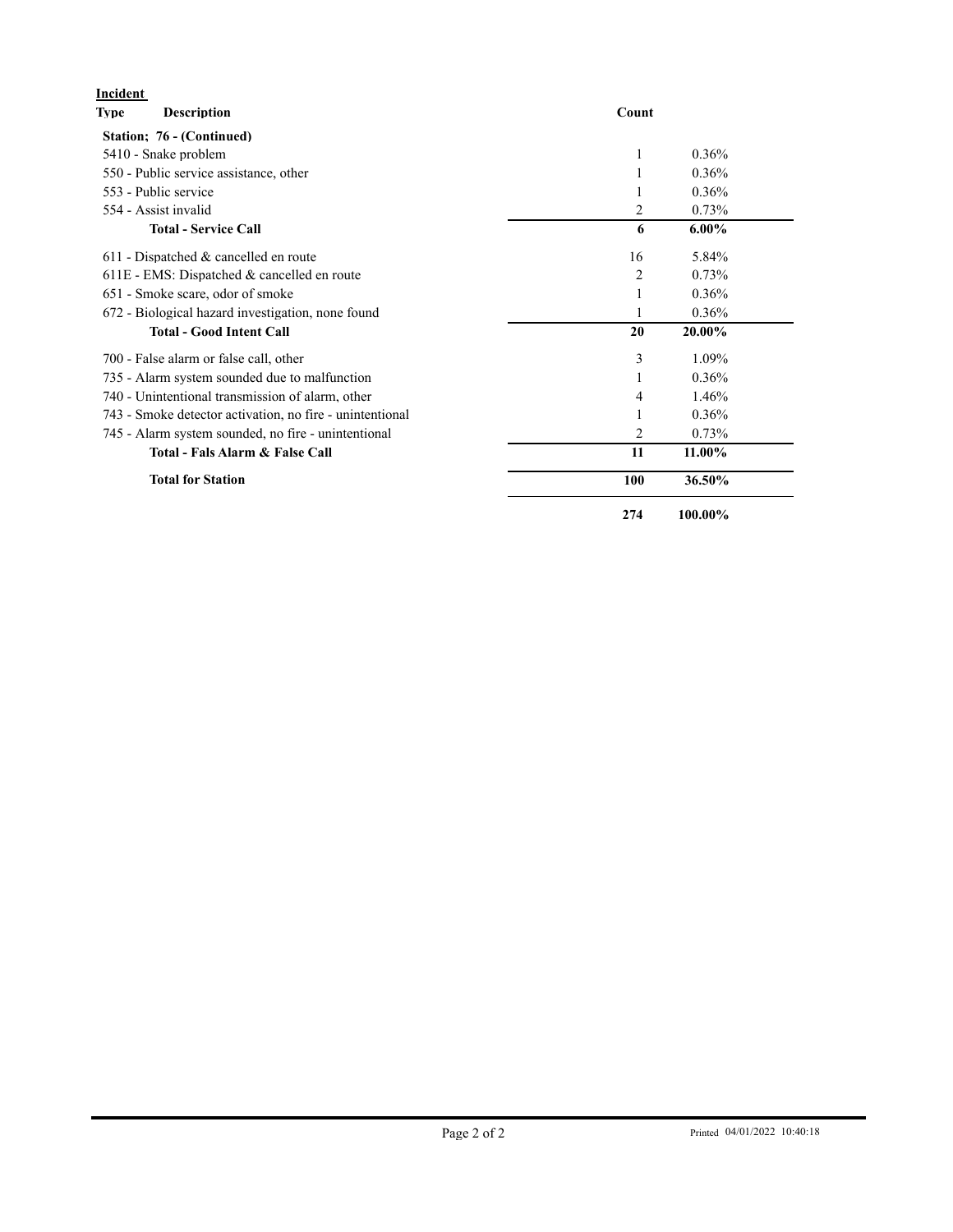| Incident Type | Description | Count | |
|---|---|---|---|
| | **Station; 76 - (Continued)** | | |
| 5410 | 5410 - Snake problem | 1 | 0.36% |
| 550 | 550 - Public service assistance, other | 1 | 0.36% |
| 553 | 553 - Public service | 1 | 0.36% |
| 554 | 554 - Assist invalid | 2 | 0.73% |
| | **Total - Service Call** | **6** | **6.00%** |
| 611 | 611 - Dispatched & cancelled en route | 16 | 5.84% |
| 611E | 611E - EMS: Dispatched & cancelled en route | 2 | 0.73% |
| 651 | 651 - Smoke scare, odor of smoke | 1 | 0.36% |
| 672 | 672 - Biological hazard investigation, none found | 1 | 0.36% |
| | **Total - Good Intent Call** | **20** | **20.00%** |
| 700 | 700 - False alarm or false call, other | 3 | 1.09% |
| 735 | 735 - Alarm system sounded due to malfunction | 1 | 0.36% |
| 740 | 740 - Unintentional transmission of alarm, other | 4 | 1.46% |
| 743 | 743 - Smoke detector activation, no fire - unintentional | 1 | 0.36% |
| 745 | 745 - Alarm system sounded, no fire - unintentional | 2 | 0.73% |
| | **Total - Fals Alarm & False Call** | **11** | **11.00%** |
| | **Total for Station** | **100** | **36.50%** |
| | | **274** | **100.00%** |

Printed 04/01/2022 10:40:18